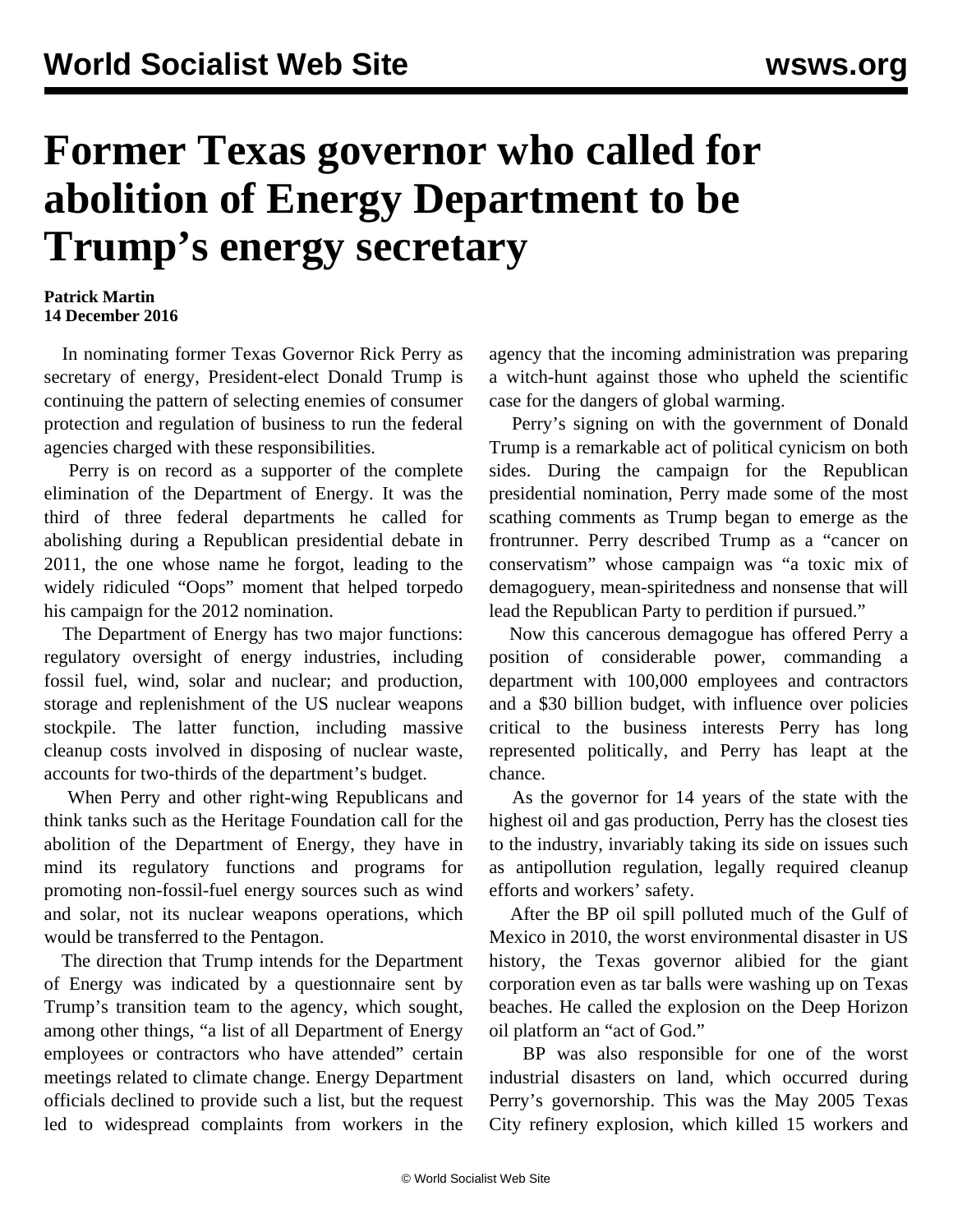# Former Texas governor who called for abolition of Energy Department to be Trump's energy secretary

**Patrick Martin**
**14 December 2016**

In nominating former Texas Governor Rick Perry as secretary of energy, President-elect Donald Trump is continuing the pattern of selecting enemies of consumer protection and regulation of business to run the federal agencies charged with these responsibilities.

Perry is on record as a supporter of the complete elimination of the Department of Energy. It was the third of three federal departments he called for abolishing during a Republican presidential debate in 2011, the one whose name he forgot, leading to the widely ridiculed "Oops" moment that helped torpedo his campaign for the 2012 nomination.

The Department of Energy has two major functions: regulatory oversight of energy industries, including fossil fuel, wind, solar and nuclear; and production, storage and replenishment of the US nuclear weapons stockpile. The latter function, including massive cleanup costs involved in disposing of nuclear waste, accounts for two-thirds of the department's budget.

When Perry and other right-wing Republicans and think tanks such as the Heritage Foundation call for the abolition of the Department of Energy, they have in mind its regulatory functions and programs for promoting non-fossil-fuel energy sources such as wind and solar, not its nuclear weapons operations, which would be transferred to the Pentagon.

The direction that Trump intends for the Department of Energy was indicated by a questionnaire sent by Trump's transition team to the agency, which sought, among other things, "a list of all Department of Energy employees or contractors who have attended" certain meetings related to climate change. Energy Department officials declined to provide such a list, but the request led to widespread complaints from workers in the agency that the incoming administration was preparing a witch-hunt against those who upheld the scientific case for the dangers of global warming.

Perry's signing on with the government of Donald Trump is a remarkable act of political cynicism on both sides. During the campaign for the Republican presidential nomination, Perry made some of the most scathing comments as Trump began to emerge as the frontrunner. Perry described Trump as a "cancer on conservatism" whose campaign was "a toxic mix of demagoguery, mean-spiritedness and nonsense that will lead the Republican Party to perdition if pursued."

Now this cancerous demagogue has offered Perry a position of considerable power, commanding a department with 100,000 employees and contractors and a $30 billion budget, with influence over policies critical to the business interests Perry has long represented politically, and Perry has leapt at the chance.

As the governor for 14 years of the state with the highest oil and gas production, Perry has the closest ties to the industry, invariably taking its side on issues such as antipollution regulation, legally required cleanup efforts and workers' safety.

After the BP oil spill polluted much of the Gulf of Mexico in 2010, the worst environmental disaster in US history, the Texas governor alibied for the giant corporation even as tar balls were washing up on Texas beaches. He called the explosion on the Deep Horizon oil platform an "act of God."

BP was also responsible for one of the worst industrial disasters on land, which occurred during Perry's governorship. This was the May 2005 Texas City refinery explosion, which killed 15 workers and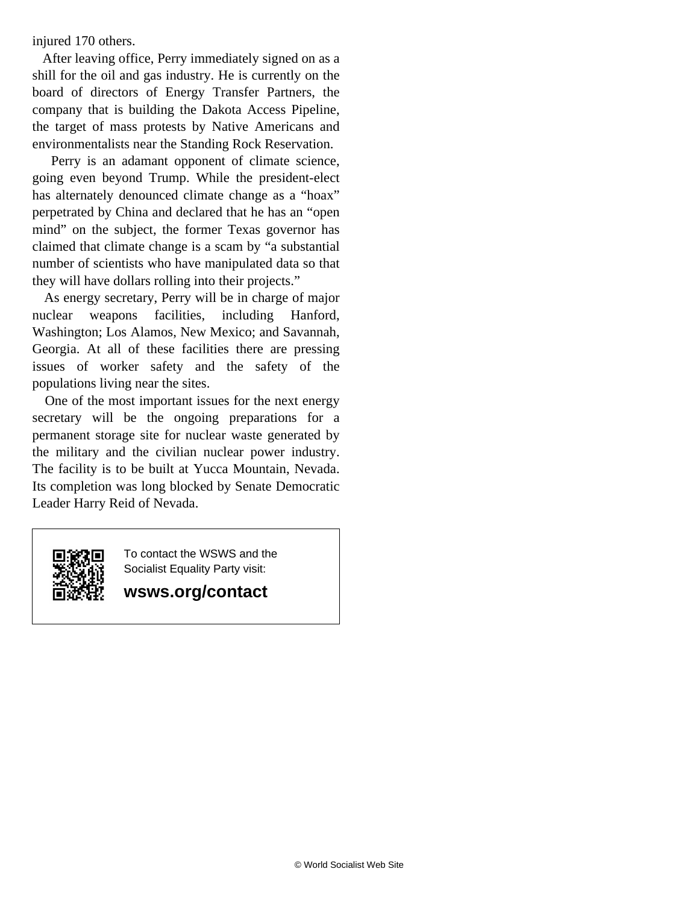injured 170 others.

After leaving office, Perry immediately signed on as a shill for the oil and gas industry. He is currently on the board of directors of Energy Transfer Partners, the company that is building the Dakota Access Pipeline, the target of mass protests by Native Americans and environmentalists near the Standing Rock Reservation.

Perry is an adamant opponent of climate science, going even beyond Trump. While the president-elect has alternately denounced climate change as a "hoax" perpetrated by China and declared that he has an "open mind" on the subject, the former Texas governor has claimed that climate change is a scam by "a substantial number of scientists who have manipulated data so that they will have dollars rolling into their projects."

As energy secretary, Perry will be in charge of major nuclear weapons facilities, including Hanford, Washington; Los Alamos, New Mexico; and Savannah, Georgia. At all of these facilities there are pressing issues of worker safety and the safety of the populations living near the sites.

One of the most important issues for the next energy secretary will be the ongoing preparations for a permanent storage site for nuclear waste generated by the military and the civilian nuclear power industry. The facility is to be built at Yucca Mountain, Nevada. Its completion was long blocked by Senate Democratic Leader Harry Reid of Nevada.

To contact the WSWS and the Socialist Equality Party visit:

**wsws.org/contact**